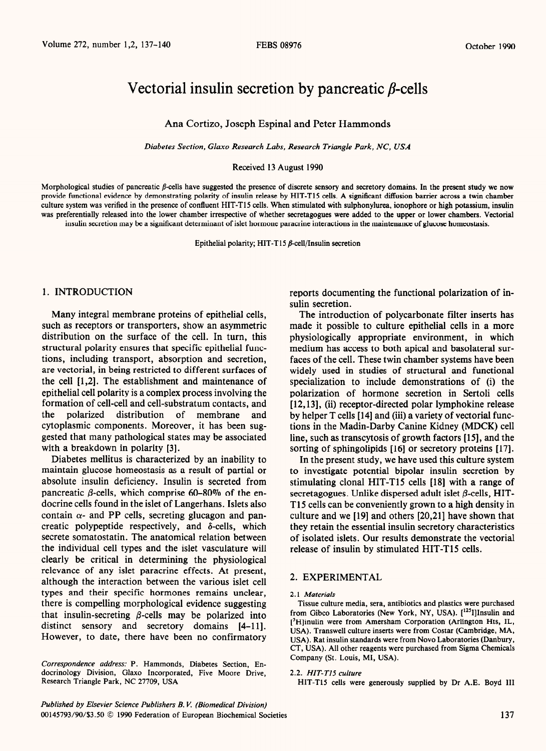# Vectorial insulin secretion by pancreatic β-cells

Ana Cortizo, Joseph Espinal and Peter Hammonds

*Diabetes Section, Glaxo Research Labs, Research Triangle Park, NC, USA*

Received 13 August 1990

Morphological studies of pancreatic β-cells have suggested the presence of discrete sensory and secretory domains. In the present study we now provide functional evidence by demonstrating polarity of insulin release by HIT-T15 cells. A significant diffusion barrier across a twin chamber culture system was verified in the presence of confluent HIT-T15 cells. When stimulated with sulphonylurea, ionophore or high potassium, insulin was preferentially released into the lower chamber irrespective of whether secretagogues were added to the upper or lower chambers. Vectorial insulin secretion may be a significant determinant of islet hormone paracrine interactions in the maintenance of glucose homeostasis.

Epithelial polarity; HIT-T15 β-cell/Insulin secretion

## 1. INTRODUCTION

Many integral membrane proteins of epithelial cells, such as receptors or transporters, show an asymmetric distribution on the surface of the cell. In turn, this structural polarity ensures that specific epithelial functions, including transport, absorption and secretion, are vectorial, in being restricted to different surfaces of the cell [1,2]. The establishment and maintenance of epithelial cell polarity is a complex process involving the formation of cell-cell and cell-substratum contacts, and the polarized distribution of membrane and cytoplasmic components. Moreover, it has been suggested that many pathological states may be associated with a breakdown in polarity [3].

Diabetes mellitus is characterized by an inability to maintain glucose homeostasis as a result of partial or absolute insulin deficiency. Insulin is secreted from pancreatic β-cells, which comprise 60–80% of the endocrine cells found in the islet of Langerhans. Islets also contain α- and PP cells, secreting glucagon and pancreatic polypeptide respectively, and δ-cells, which secrete somatostatin. The anatomical relation between the individual cell types and the islet vasculature will clearly be critical in determining the physiological relevance of any islet paracrine effects. At present, although the interaction between the various islet cell types and their specific hormones remains unclear, there is compelling morphological evidence suggesting that insulin-secreting β-cells may be polarized into distinct sensory and secretory domains [4–11]. However, to date, there have been no confirmatory reports documenting the functional polarization of insulin secretion.

The introduction of polycarbonate filter inserts has made it possible to culture epithelial cells in a more physiologically appropriate environment, in which medium has access to both apical and basolateral surfaces of the cell. These twin chamber systems have been widely used in studies of structural and functional specialization to include demonstrations of (i) the polarization of hormone secretion in Sertoli cells [12,13], (ii) receptor-directed polar lymphokine release by helper T cells [14] and (iii) a variety of vectorial functions in the Madin-Darby Canine Kidney (MDCK) cell line, such as transcytosis of growth factors [15], and the sorting of sphingolipids [16] or secretory proteins [17].

In the present study, we have used this culture system to investigate potential bipolar insulin secretion by stimulating clonal HIT-T15 cells [18] with a range of secretagogues. Unlike dispersed adult islet β-cells, HIT-T15 cells can be conveniently grown to a high density in culture and we [19] and others [20,21] have shown that they retain the essential insulin secretory characteristics of isolated islets. Our results demonstrate the vectorial release of insulin by stimulated HIT-T15 cells.

## 2. EXPERIMENTAL

### 2.1 *Materials*

Tissue culture media, sera, antibiotics and plastics were purchased from Gibco Laboratories (New York, NY, USA). [$^{125}$I]Insulin and [$^{3}$H]inulin were from Amersham Corporation (Arlington Hts, IL, USA). Transwell culture inserts were from Costar (Cambridge, MA, USA). Rat insulin standards were from Novo Laboratories (Danbury, CT, USA). All other reagents were purchased from Sigma Chemicals Company (St. Louis, MI, USA).

### 2.2. *HIT-T15 culture*

HIT-T15 cells were generously supplied by Dr A.E. Boyd III

*Correspondence address:* P. Hammonds, Diabetes Section, Endocrinology Division, Glaxo Incorporated, Five Moore Drive, Research Triangle Park, NC 27709, USA

*Published by Elsevier Science Publishers B.V. (Biomedical Division)*
00145793/90/$3.50 © 1990 Federation of European Biochemical Societies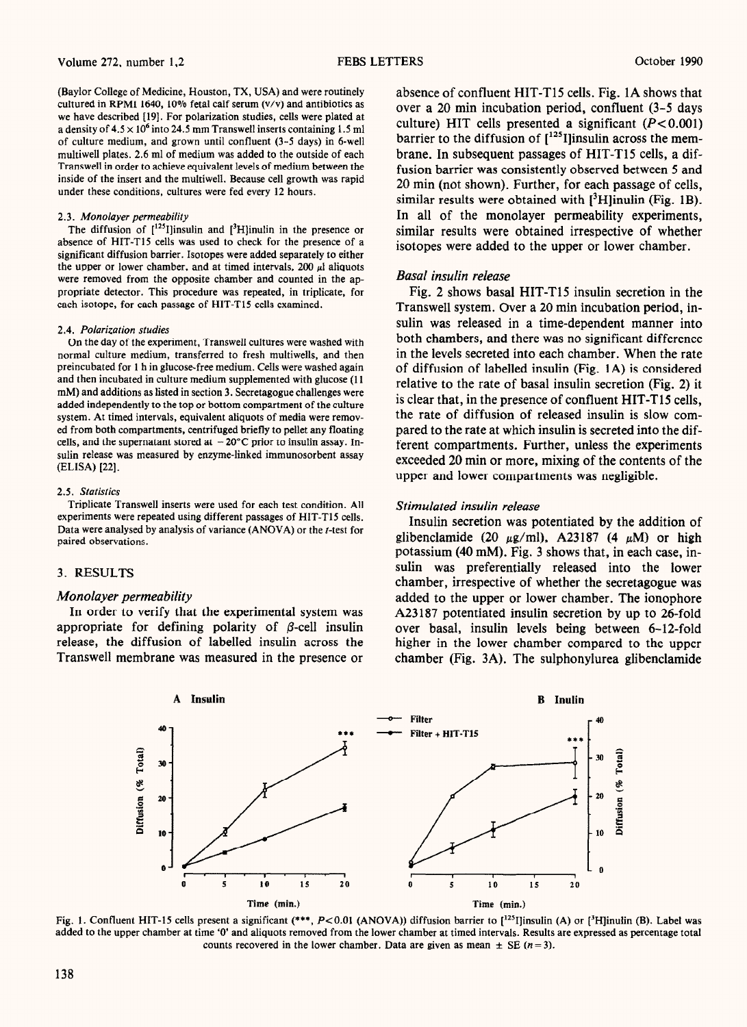(Baylor College of Medicine, Houston, TX, USA) and were routinely cultured in RPMI 1640, 10% fetal calf serum (v/v) and antibiotics as we have described [19]. For polarization studies, cells were plated at a density of $4.5 \times 10^6$ into 24.5 mm Transwell inserts containing 1.5 ml of culture medium, and grown until confluent (3-5 days) in 6-well multiwell plates. 2.6 ml of medium was added to the outside of each Transwell in order to achieve equivalent levels of medium between the inside of the insert and the multiwell. Because cell growth was rapid under these conditions, cultures were fed every 12 hours.

### 2.3. *Monolayer permeability*

The diffusion of [$^{125}$I]insulin and [$^3$H]inulin in the presence or absence of HIT-T15 cells was used to check for the presence of a significant diffusion barrier. Isotopes were added separately to either the upper or lower chamber, and at timed intervals, 200 μl aliquots were removed from the opposite chamber and counted in the appropriate detector. This procedure was repeated, in triplicate, for each isotope, for each passage of HIT-T15 cells examined.

### 2.4. *Polarization studies*

On the day of the experiment, Transwell cultures were washed with normal culture medium, transferred to fresh multiwells, and then preincubated for 1 h in glucose-free medium. Cells were washed again and then incubated in culture medium supplemented with glucose (11 mM) and additions as listed in section 3. Secretagogue challenges were added independently to the top or bottom compartment of the culture system. At timed intervals, equivalent aliquots of media were removed from both compartments, centrifuged briefly to pellet any floating cells, and the supernatant stored at −20°C prior to insulin assay. Insulin release was measured by enzyme-linked immunosorbent assay (ELISA) [22].

### 2.5. *Statistics*

Triplicate Transwell inserts were used for each test condition. All experiments were repeated using different passages of HIT-T15 cells. Data were analysed by analysis of variance (ANOVA) or the *t*-test for paired observations.

## 3. RESULTS

### *Monolayer permeability*

In order to verify that the experimental system was appropriate for defining polarity of β-cell insulin release, the diffusion of labelled insulin across the Transwell membrane was measured in the presence or absence of confluent HIT-T15 cells. Fig. 1A shows that over a 20 min incubation period, confluent (3-5 days culture) HIT cells presented a significant ($P<0.001$) barrier to the diffusion of [$^{125}$I]insulin across the membrane. In subsequent passages of HIT-T15 cells, a diffusion barrier was consistently observed between 5 and 20 min (not shown). Further, for each passage of cells, similar results were obtained with [$^3$H]inulin (Fig. 1B). In all of the monolayer permeability experiments, similar results were obtained irrespective of whether isotopes were added to the upper or lower chamber.

### *Basal insulin release*

Fig. 2 shows basal HIT-T15 insulin secretion in the Transwell system. Over a 20 min incubation period, insulin was released in a time-dependent manner into both chambers, and there was no significant difference in the levels secreted into each chamber. When the rate of diffusion of labelled insulin (Fig. 1A) is considered relative to the rate of basal insulin secretion (Fig. 2) it is clear that, in the presence of confluent HIT-T15 cells, the rate of diffusion of released insulin is slow compared to the rate at which insulin is secreted into the different compartments. Further, unless the experiments exceeded 20 min or more, mixing of the contents of the upper and lower compartments was negligible.

### *Stimulated insulin release*

Insulin secretion was potentiated by the addition of glibenclamide (20 μg/ml), A23187 (4 μM) or high potassium (40 mM). Fig. 3 shows that, in each case, insulin was preferentially released into the lower chamber, irrespective of whether the secretagogue was added to the upper or lower chamber. The ionophore A23187 potentiated insulin secretion by up to 26-fold over basal, insulin levels being between 6-12-fold higher in the lower chamber compared to the upper chamber (Fig. 3A). The sulphonylurea glibenclamide

Fig. 1. Confluent HIT-15 cells present a significant (***, $P<0.01$ (ANOVA)) diffusion barrier to [$^{125}$I]insulin (A) or [$^3$H]inulin (B). Label was added to the upper chamber at time '0' and aliquots removed from the lower chamber at timed intervals. Results are expressed as percentage total counts recovered in the lower chamber. Data are given as mean ± SE ($n = 3$).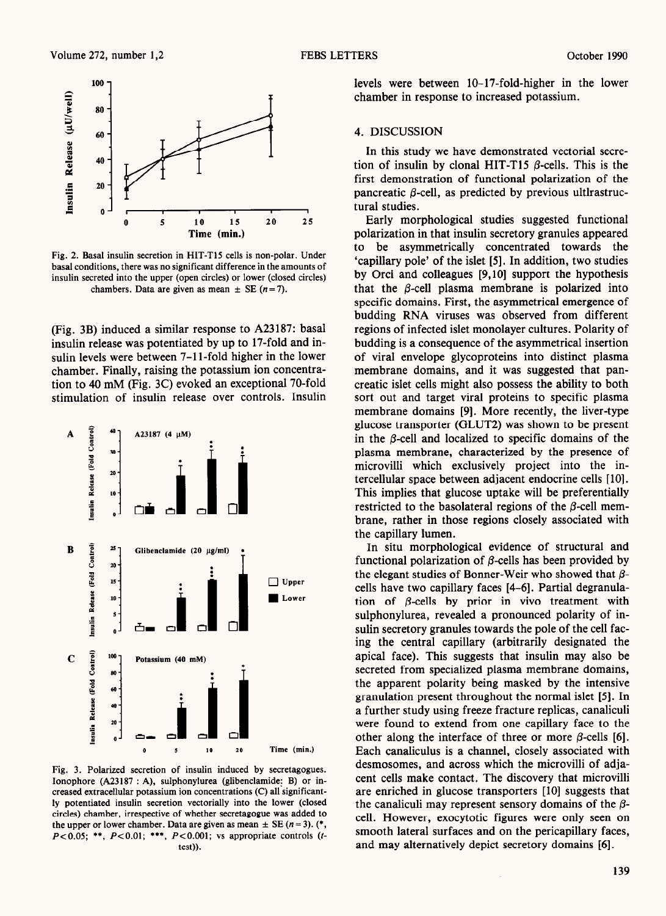Fig. 2. Basal insulin secretion in HIT-T15 cells is non-polar. Under basal conditions, there was no significant difference in the amounts of insulin secreted into the upper (open circles) or lower (closed circles) chambers. Data are given as mean ± SE ($n = 7$).

(Fig. 3B) induced a similar response to A23187: basal insulin release was potentiated by up to 17-fold and insulin levels were between 7–11-fold higher in the lower chamber. Finally, raising the potassium ion concentration to 40 mM (Fig. 3C) evoked an exceptional 70-fold stimulation of insulin release over controls. Insulin levels were between 10–17-fold-higher in the lower chamber in response to increased potassium.

Fig. 3. Polarized secretion of insulin induced by secretagogues. Ionophore (A23187 : A), sulphonylurea (glibenclamide: B) or increased extracellular potassium ion concentrations (C) all significantly potentiated insulin secretion vectorially into the lower (closed circles) chamber, irrespective of whether secretagogue was added to the upper or lower chamber. Data are given as mean ± SE ($n = 3$). (*, $P<0.05$; **, $P<0.01$; ***, $P<0.001$; vs appropriate controls ($t$-test)).

## 4. DISCUSSION

In this study we have demonstrated vectorial secretion of insulin by clonal HIT-T15 β-cells. This is the first demonstration of functional polarization of the pancreatic β-cell, as predicted by previous ultlrastructural studies.

Early morphological studies suggested functional polarization in that insulin secretory granules appeared to be asymmetrically concentrated towards the 'capillary pole' of the islet [5]. In addition, two studies by Orci and colleagues [9,10] support the hypothesis that the β-cell plasma membrane is polarized into specific domains. First, the asymmetrical emergence of budding RNA viruses was observed from different regions of infected islet monolayer cultures. Polarity of budding is a consequence of the asymmetrical insertion of viral envelope glycoproteins into distinct plasma membrane domains, and it was suggested that pancreatic islet cells might also possess the ability to both sort out and target viral proteins to specific plasma membrane domains [9]. More recently, the liver-type glucose transporter (GLUT2) was shown to be present in the β-cell and localized to specific domains of the plasma membrane, characterized by the presence of microvilli which exclusively project into the intercellular space between adjacent endocrine cells [10]. This implies that glucose uptake will be preferentially restricted to the basolateral regions of the β-cell membrane, rather in those regions closely associated with the capillary lumen.

In situ morphological evidence of structural and functional polarization of β-cells has been provided by the elegant studies of Bonner-Weir who showed that β-cells have two capillary faces [4–6]. Partial degranulation of β-cells by prior in vivo treatment with sulphonylurea, revealed a pronounced polarity of insulin secretory granules towards the pole of the cell facing the central capillary (arbitrarily designated the apical face). This suggests that insulin may also be secreted from specialized plasma membrane domains, the apparent polarity being masked by the intensive granulation present throughout the normal islet [5]. In a further study using freeze fracture replicas, canaliculi were found to extend from one capillary face to the other along the interface of three or more β-cells [6]. Each canaliculus is a channel, closely associated with desmosomes, and across which the microvilli of adjacent cells make contact. The discovery that microvilli are enriched in glucose transporters [10] suggests that the canaliculi may represent sensory domains of the β-cell. However, exocytotic figures were only seen on smooth lateral surfaces and on the pericapillary faces, and may alternatively depict secretory domains [6].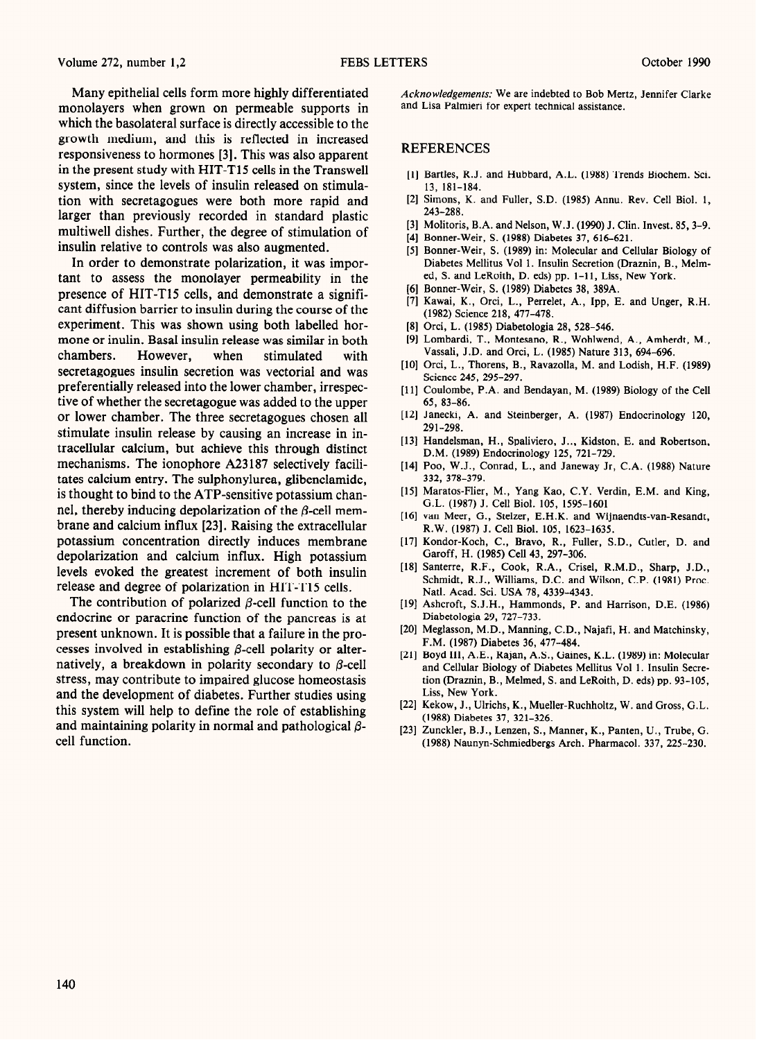Many epithelial cells form more highly differentiated monolayers when grown on permeable supports in which the basolateral surface is directly accessible to the growth medium, and this is reflected in increased responsiveness to hormones [3]. This was also apparent in the present study with HIT-T15 cells in the Transwell system, since the levels of insulin released on stimulation with secretagogues were both more rapid and larger than previously recorded in standard plastic multiwell dishes. Further, the degree of stimulation of insulin relative to controls was also augmented.

In order to demonstrate polarization, it was important to assess the monolayer permeability in the presence of HIT-T15 cells, and demonstrate a significant diffusion barrier to insulin during the course of the experiment. This was shown using both labelled hormone or inulin. Basal insulin release was similar in both chambers. However, when stimulated with secretagogues insulin secretion was vectorial and was preferentially released into the lower chamber, irrespective of whether the secretagogue was added to the upper or lower chamber. The three secretagogues chosen all stimulate insulin release by causing an increase in intracellular calcium, but achieve this through distinct mechanisms. The ionophore A23187 selectively facilitates calcium entry. The sulphonylurea, glibenclamide, is thought to bind to the ATP-sensitive potassium channel, thereby inducing depolarization of the $\beta$-cell membrane and calcium influx [23]. Raising the extracellular potassium concentration directly induces membrane depolarization and calcium influx. High potassium levels evoked the greatest increment of both insulin release and degree of polarization in HIT-T15 cells.

The contribution of polarized $\beta$-cell function to the endocrine or paracrine function of the pancreas is at present unknown. It is possible that a failure in the processes involved in establishing $\beta$-cell polarity or alternatively, a breakdown in polarity secondary to $\beta$-cell stress, may contribute to impaired glucose homeostasis and the development of diabetes. Further studies using this system will help to define the role of establishing and maintaining polarity in normal and pathological $\beta$-cell function.

*Acknowledgements:* We are indebted to Bob Mertz, Jennifer Clarke and Lisa Palmieri for expert technical assistance.

## REFERENCES

[1] Bartles, R.J. and Hubbard, A.L. (1988) Trends Biochem. Sci. 13, 181–184.

[2] Simons, K. and Fuller, S.D. (1985) Annu. Rev. Cell Biol. 1, 243–288.

[3] Molitoris, B.A. and Nelson, W.J. (1990) J. Clin. Invest. 85, 3–9.

[4] Bonner-Weir, S. (1988) Diabetes 37, 616–621.

[5] Bonner-Weir, S. (1989) in: Molecular and Cellular Biology of Diabetes Mellitus Vol 1. Insulin Secretion (Draznin, B., Melmed, S. and LeRoith, D. eds) pp. 1–11, Liss, New York.

[6] Bonner-Weir, S. (1989) Diabetes 38, 389A.

[7] Kawai, K., Orci, L., Perrelet, A., Ipp, E. and Unger, R.H. (1982) Science 218, 477–478.

[8] Orci, L. (1985) Diabetologia 28, 528–546.

[9] Lombardi, T., Montesano, R., Wohlwend, A., Amherdt, M., Vassali, J.D. and Orci, L. (1985) Nature 313, 694–696.

[10] Orci, L., Thorens, B., Ravazolla, M. and Lodish, H.F. (1989) Science 245, 295–297.

[11] Coulombe, P.A. and Bendayan, M. (1989) Biology of the Cell 65, 83–86.

[12] Janecki, A. and Steinberger, A. (1987) Endocrinology 120, 291–298.

[13] Handelsman, H., Spaliviero, J.., Kidston, E. and Robertson, D.M. (1989) Endocrinology 125, 721–729.

[14] Poo, W.J., Conrad, L., and Janeway Jr, C.A. (1988) Nature 332, 378–379.

[15] Maratos-Flier, M., Yang Kao, C.Y. Verdin, E.M. and King, G.L. (1987) J. Cell Biol. 105, 1595–1601

[16] van Meer, G., Stelzer, E.H.K. and Wijnaendts-van-Resandt, R.W. (1987) J. Cell Biol. 105, 1623–1635.

[17] Kondor-Koch, C., Bravo, R., Fuller, S.D., Cutler, D. and Garoff, H. (1985) Cell 43, 297–306.

[18] Santerre, R.F., Cook, R.A., Crisel, R.M.D., Sharp, J.D., Schmidt, R.J., Williams, D.C. and Wilson, C.P. (1981) Proc. Natl. Acad. Sci. USA 78, 4339–4343.

[19] Ashcroft, S.J.H., Hammonds, P. and Harrison, D.E. (1986) Diabetologia 29, 727–733.

[20] Meglasson, M.D., Manning, C.D., Najafi, H. and Matchinsky, F.M. (1987) Diabetes 36, 477–484.

[21] Boyd III, A.E., Rajan, A.S., Gaines, K.L. (1989) in: Molecular and Cellular Biology of Diabetes Mellitus Vol 1. Insulin Secretion (Draznin, B., Melmed, S. and LeRoith, D. eds) pp. 93–105, Liss, New York.

[22] Kekow, J., Ulrichs, K., Mueller-Ruchholtz, W. and Gross, G.L. (1988) Diabetes 37, 321–326.

[23] Zunckler, B.J., Lenzen, S., Manner, K., Panten, U., Trube, G. (1988) Naunyn-Schmiedbergs Arch. Pharmacol. 337, 225–230.